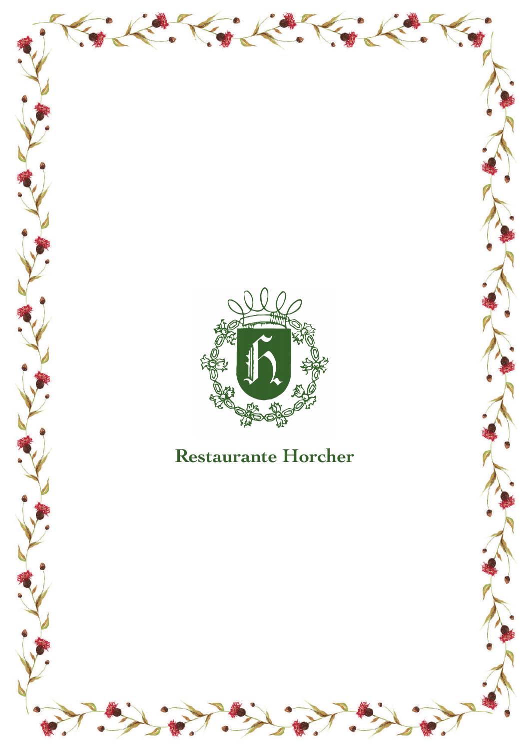# Restaurante Horcher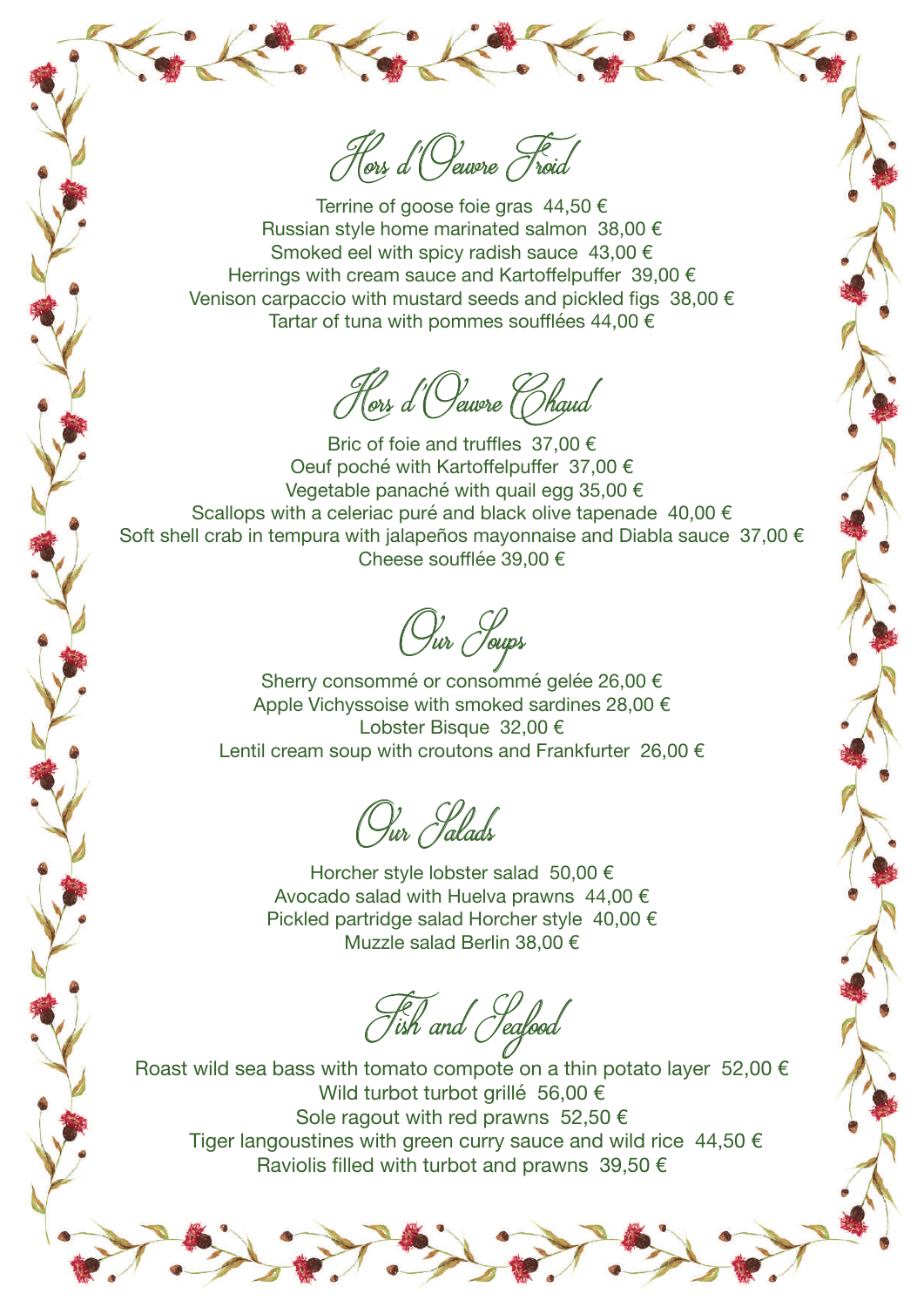## Hors d'Oeuvre Froid

Terrine of goose foie gras  44,50 €
Russian style home marinated salmon  38,00 €
Smoked eel with spicy radish sauce  43,00 €
Herrings with cream sauce and Kartoffelpuffer  39,00 €
Venison carpaccio with mustard seeds and pickled figs  38,00 €
Tartar of tuna with pommes soufflées 44,00 €

## Hors d'Oeuvre Chaud

Bric of foie and truffles  37,00 €
Oeuf poché with Kartoffelpuffer  37,00 €
Vegetable panaché with quail egg 35,00 €
Scallops with a celeriac puré and black olive tapenade  40,00 €
Soft shell crab in tempura with jalapeños mayonnaise and Diabla sauce  37,00 €
Cheese soufflée 39,00 €

## Our Soups

Sherry consommé or consommé gelée 26,00 €
Apple Vichyssoise with smoked sardines 28,00 €
Lobster Bisque  32,00 €
Lentil cream soup with croutons and Frankfurter  26,00 €

## Our Salads

Horcher style lobster salad  50,00 €
Avocado salad with Huelva prawns  44,00 €
Pickled partridge salad Horcher style  40,00 €
Muzzle salad Berlin 38,00 €

## Fish and Seafood

Roast wild sea bass with tomato compote on a thin potato layer  52,00 €
Wild turbot turbot grillé  56,00 €
Sole ragout with red prawns  52,50 €
Tiger langoustines with green curry sauce and wild rice  44,50 €
Raviolis filled with turbot and prawns  39,50 €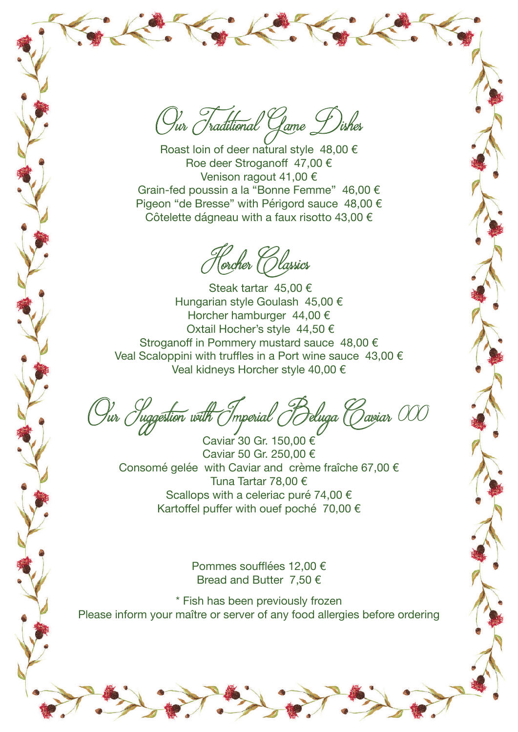## Our Traditional Game Dishes

Roast loin of deer natural style 48,00 €
Roe deer Stroganoff 47,00 €
Venison ragout 41,00 €
Grain-fed poussin a la "Bonne Femme" 46,00 €
Pigeon "de Bresse" with Périgord sauce 48,00 €
Côtelette dágneau with a faux risotto 43,00 €

## Horcher Classics

Steak tartar 45,00 €
Hungarian style Goulash 45,00 €
Horcher hamburger 44,00 €
Oxtail Hocher's style 44,50 €
Stroganoff in Pommery mustard sauce 48,00 €
Veal Scaloppini with truffles in a Port wine sauce 43,00 €
Veal kidneys Horcher style 40,00 €

## Our Suggestion with Imperial Beluga Caviar 000

Caviar 30 Gr. 150,00 €
Caviar 50 Gr. 250,00 €
Consomé gelée with Caviar and crème fraîche 67,00 €
Tuna Tartar 78,00 €
Scallops with a celeriac puré 74,00 €
Kartoffel puffer with ouef poché 70,00 €

Pommes soufflées 12,00 €
Bread and Butter 7,50 €

* Fish has been previously frozen
Please inform your maître or server of any food allergies before ordering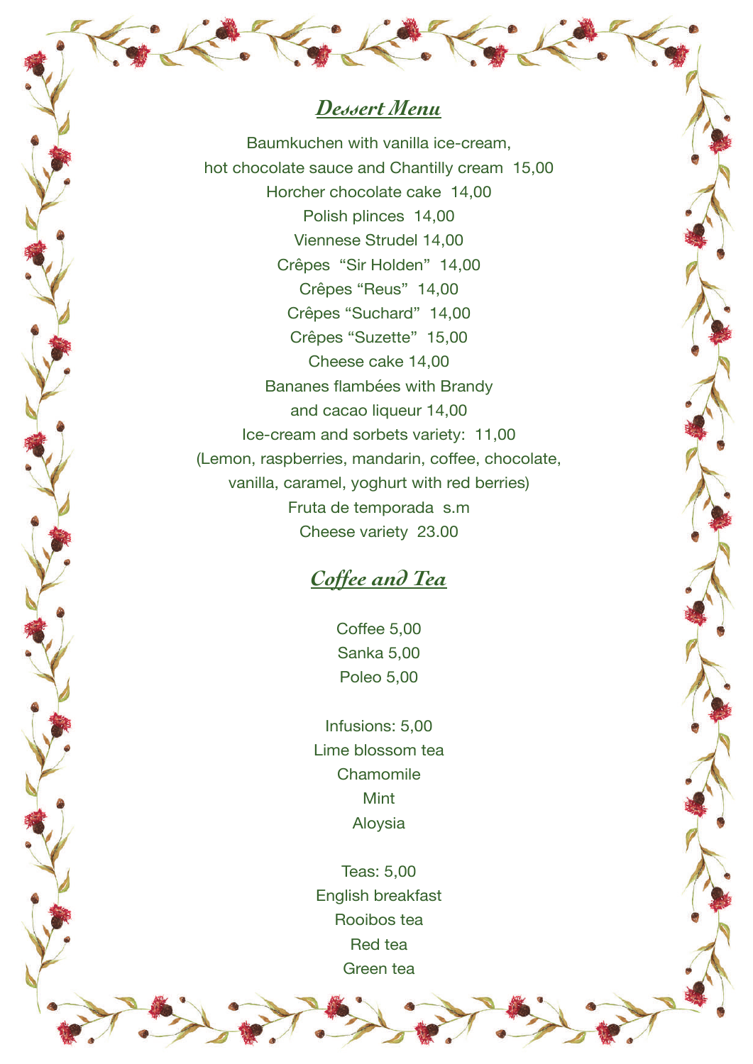## *Dessert Menu*

Baumkuchen with vanilla ice-cream,
hot chocolate sauce and Chantilly cream 15,00

Horcher chocolate cake 14,00

Polish plinces 14,00

Viennese Strudel 14,00

Crêpes "Sir Holden" 14,00

Crêpes "Reus" 14,00

Crêpes "Suchard" 14,00

Crêpes "Suzette" 15,00

Cheese cake 14,00

Bananes flambées with Brandy
and cacao liqueur 14,00

Ice-cream and sorbets variety: 11,00
(Lemon, raspberries, mandarin, coffee, chocolate,
vanilla, caramel, yoghurt with red berries)

Fruta de temporada s.m

Cheese variety 23.00

## *Coffee and Tea*

Coffee 5,00

Sanka 5,00

Poleo 5,00

Infusions: 5,00

Lime blossom tea

Chamomile

Mint

Aloysia

Teas: 5,00

English breakfast

Rooibos tea

Red tea

Green tea